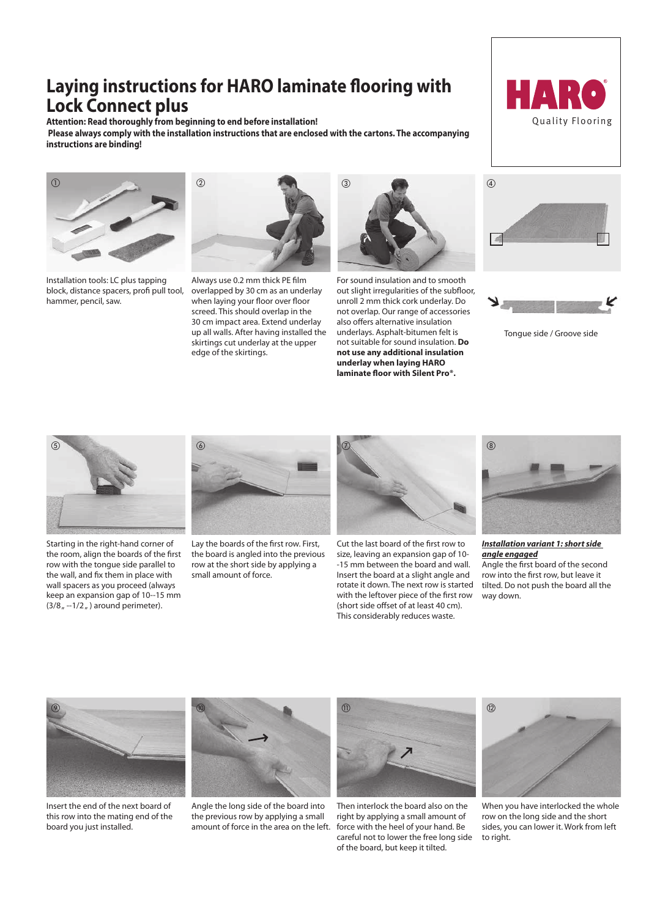# Laying instructions for HARO laminate flooring with Lock Connect plus

**Attention: Read thoroughly from beginning to end before installation!**
**Please always comply with the installation instructions that are enclosed with the cartons. The accompanying instructions are binding!**

HARO® Quality Flooring

① Installation tools: LC plus tapping block, distance spacers, profi pull tool, hammer, pencil, saw.

② Always use 0.2 mm thick PE film overlapped by 30 cm as an underlay when laying your floor over floor screed. This should overlap in the 30 cm impact area. Extend underlay up all walls. After having installed the skirtings cut underlay at the upper edge of the skirtings.

③ For sound insulation and to smooth out slight irregularities of the subfloor, unroll 2 mm thick cork underlay. Do not overlap. Our range of accessories also offers alternative insulation underlays. Asphalt-bitumen felt is not suitable for sound insulation. **Do not use any additional insulation underlay when laying HARO laminate floor with Silent Pro®.**

④ Tongue side / Groove side

⑤ Starting in the right-hand corner of the room, align the boards of the first row with the tongue side parallel to the wall, and fix them in place with wall spacers as you proceed (always keep an expansion gap of 10--15 mm (3/8„ --1/2„ ) around perimeter).

⑥ Lay the boards of the first row. First, the board is angled into the previous row at the short side by applying a small amount of force.

⑦ Cut the last board of the first row to size, leaving an expansion gap of 10--15 mm between the board and wall. Insert the board at a slight angle and rotate it down. The next row is started with the leftover piece of the first row (short side offset of at least 40 cm). This considerably reduces waste.

⑧ ***Installation variant 1: short side angle engaged***
Angle the first board of the second row into the first row, but leave it tilted. Do not push the board all the way down.

⑨ Insert the end of the next board of this row into the mating end of the board you just installed.

⑩ Angle the long side of the board into the previous row by applying a small amount of force in the area on the left.

⑪ Then interlock the board also on the right by applying a small amount of force with the heel of your hand. Be careful not to lower the free long side of the board, but keep it tilted.

⑫ When you have interlocked the whole row on the long side and the short sides, you can lower it. Work from left to right.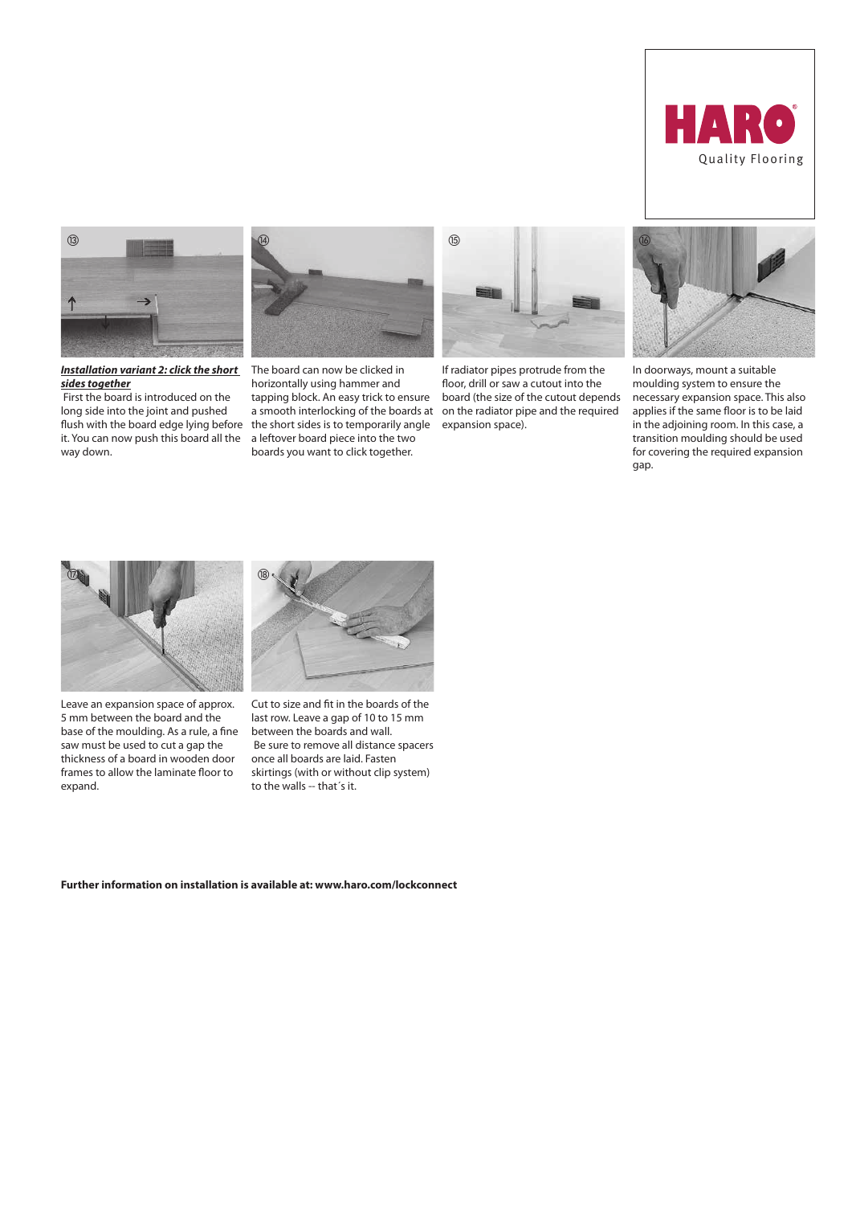HARO® Quality Flooring

⑬

***Installation variant 2: click the short sides together***

First the board is introduced on the long side into the joint and pushed flush with the board edge lying before it. You can now push this board all the way down.

⑭

The board can now be clicked in horizontally using hammer and tapping block. An easy trick to ensure a smooth interlocking of the boards at the short sides is to temporarily angle a leftover board piece into the two boards you want to click together.

⑮

If radiator pipes protrude from the floor, drill or saw a cutout into the board (the size of the cutout depends on the radiator pipe and the required expansion space).

⑯

In doorways, mount a suitable moulding system to ensure the necessary expansion space. This also applies if the same floor is to be laid in the adjoining room. In this case, a transition moulding should be used for covering the required expansion gap.

⑰

Leave an expansion space of approx. 5 mm between the board and the base of the moulding. As a rule, a fine saw must be used to cut a gap the thickness of a board in wooden door frames to allow the laminate floor to expand.

⑱

Cut to size and fit in the boards of the last row. Leave a gap of 10 to 15 mm between the boards and wall.

Be sure to remove all distance spacers once all boards are laid. Fasten skirtings (with or without clip system) to the walls -- that´s it.

**Further information on installation is available at: www.haro.com/lockconnect**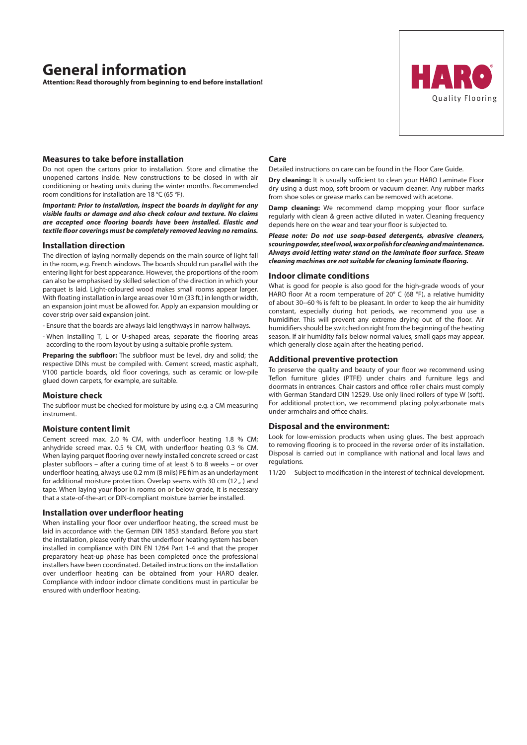# General information

**Attention: Read thoroughly from beginning to end before installation!**

HARO® Quality Flooring

## Measures to take before installation

Do not open the cartons prior to installation. Store and climatise the unopened cartons inside. New constructions to be closed in with air conditioning or heating units during the winter months. Recommended room conditions for installation are 18 °C (65 °F).

***Important: Prior to installation, inspect the boards in daylight for any visible faults or damage and also check colour and texture. No claims are accepted once flooring boards have been installed. Elastic and textile floor coverings must be completely removed leaving no remains.***

## Installation direction

The direction of laying normally depends on the main source of light fall in the room, e.g. French windows. The boards should run parallel with the entering light for best appearance. However, the proportions of the room can also be emphasised by skilled selection of the direction in which your parquet is laid. Light-coloured wood makes small rooms appear larger. With floating installation in large areas over 10 m (33 ft.) in length or width, an expansion joint must be allowed for. Apply an expansion moulding or cover strip over said expansion joint.

- Ensure that the boards are always laid lengthways in narrow hallways.
- When installing T, L or U-shaped areas, separate the flooring areas according to the room layout by using a suitable profile system.

**Preparing the subfloor:** The subfloor must be level, dry and solid; the respective DINs must be compiled with. Cement screed, mastic asphalt, V100 particle boards, old floor coverings, such as ceramic or low-pile glued down carpets, for example, are suitable.

## Moisture check

The subfloor must be checked for moisture by using e.g. a CM measuring instrument.

## Moisture content limit

Cement screed max. 2.0 % CM, with underfloor heating 1.8 % CM; anhydride screed max. 0.5 % CM, with underfloor heating 0.3 % CM. When laying parquet flooring over newly installed concrete screed or cast plaster subfloors – after a curing time of at least 6 to 8 weeks – or over underfloor heating, always use 0.2 mm (8 mils) PE film as an underlayment for additional moisture protection. Overlap seams with 30 cm (12 „ ) and tape. When laying your floor in rooms on or below grade, it is necessary that a state-of-the-art or DIN-compliant moisture barrier be installed.

## Installation over underfloor heating

When installing your floor over underfloor heating, the screed must be laid in accordance with the German DIN 1853 standard. Before you start the installation, please verify that the underfloor heating system has been installed in compliance with DIN EN 1264 Part 1-4 and that the proper preparatory heat-up phase has been completed once the professional installers have been coordinated. Detailed instructions on the installation over underfloor heating can be obtained from your HARO dealer. Compliance with indoor indoor climate conditions must in particular be ensured with underfloor heating.

## Care

Detailed instructions on care can be found in the Floor Care Guide.

**Dry cleaning:** It is usually sufficient to clean your HARO Laminate Floor dry using a dust mop, soft broom or vacuum cleaner. Any rubber marks from shoe soles or grease marks can be removed with acetone.

**Damp cleaning:** We recommend damp mopping your floor surface regularly with clean & green active diluted in water. Cleaning frequency depends here on the wear and tear your floor is subjected to.

***Please note: Do not use soap-based detergents, abrasive cleaners, scouring powder, steel wool, wax or polish for cleaning and maintenance. Always avoid letting water stand on the laminate floor surface. Steam cleaning machines are not suitable for cleaning laminate flooring.***

## Indoor climate conditions

What is good for people is also good for the high-grade woods of your HARO floor At a room temperature of 20° C (68 °F), a relative humidity of about 30--60 % is felt to be pleasant. In order to keep the air humidity constant, especially during hot periods, we recommend you use a humidifier. This will prevent any extreme drying out of the floor. Air humidifiers should be switched on right from the beginning of the heating season. If air humidity falls below normal values, small gaps may appear, which generally close again after the heating period.

## Additional preventive protection

To preserve the quality and beauty of your floor we recommend using Teflon furniture glides (PTFE) under chairs and furniture legs and doormats in entrances. Chair castors and office roller chairs must comply with German Standard DIN 12529. Use only lined rollers of type W (soft). For additional protection, we recommend placing polycarbonate mats under armchairs and office chairs.

## Disposal and the environment:

Look for low-emission products when using glues. The best approach to removing flooring is to proceed in the reverse order of its installation. Disposal is carried out in compliance with national and local laws and regulations.

11/20 Subject to modification in the interest of technical development.